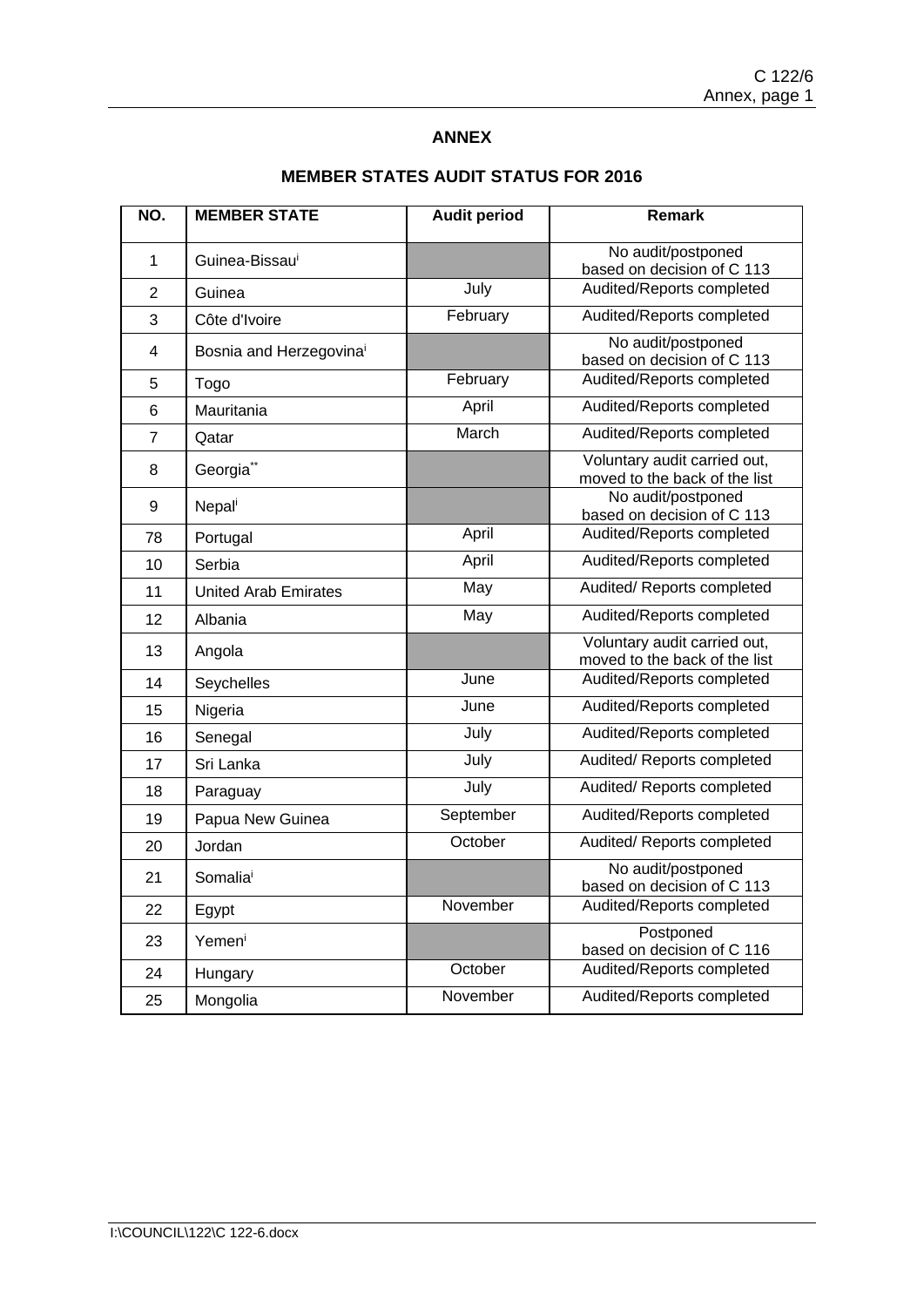## ANNEX

## MEMBER STATES AUDIT STATUS FOR 2016

| NO. | MEMBER STATE | Audit period | Remark |
|---|---|---|---|
| 1 | Guinea-Bissau[i] | | No audit/postponed based on decision of C 113 |
| 2 | Guinea | July | Audited/Reports completed |
| 3 | Côte d'Ivoire | February | Audited/Reports completed |
| 4 | Bosnia and Herzegovina[i] | | No audit/postponed based on decision of C 113 |
| 5 | Togo | February | Audited/Reports completed |
| 6 | Mauritania | April | Audited/Reports completed |
| 7 | Qatar | March | Audited/Reports completed |
| 8 | Georgia** | | Voluntary audit carried out, moved to the back of the list |
| 9 | Nepal[i] | | No audit/postponed based on decision of C 113 |
| 78 | Portugal | April | Audited/Reports completed |
| 10 | Serbia | April | Audited/Reports completed |
| 11 | United Arab Emirates | May | Audited/ Reports completed |
| 12 | Albania | May | Audited/Reports completed |
| 13 | Angola | | Voluntary audit carried out, moved to the back of the list |
| 14 | Seychelles | June | Audited/Reports completed |
| 15 | Nigeria | June | Audited/Reports completed |
| 16 | Senegal | July | Audited/Reports completed |
| 17 | Sri Lanka | July | Audited/ Reports completed |
| 18 | Paraguay | July | Audited/ Reports completed |
| 19 | Papua New Guinea | September | Audited/Reports completed |
| 20 | Jordan | October | Audited/ Reports completed |
| 21 | Somalia[i] | | No audit/postponed based on decision of C 113 |
| 22 | Egypt | November | Audited/Reports completed |
| 23 | Yemen[i] | | Postponed based on decision of C 116 |
| 24 | Hungary | October | Audited/Reports completed |
| 25 | Mongolia | November | Audited/Reports completed |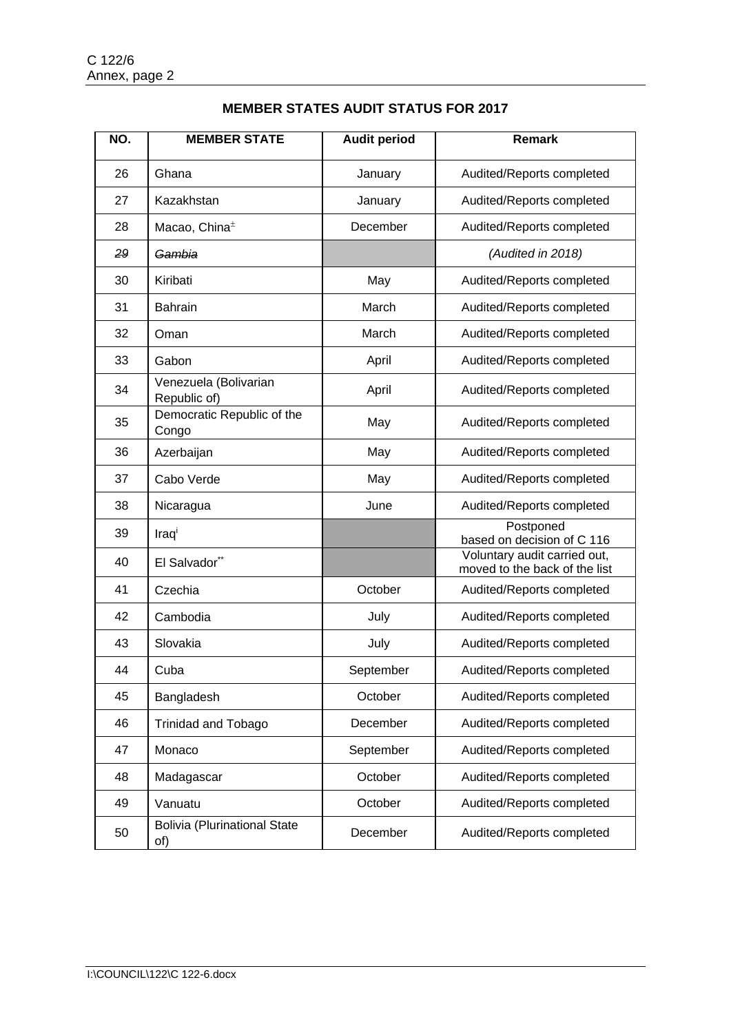## MEMBER STATES AUDIT STATUS FOR 2017

| NO. | MEMBER STATE | Audit period | Remark |
|---|---|---|---|
| 26 | Ghana | January | Audited/Reports completed |
| 27 | Kazakhstan | January | Audited/Reports completed |
| 28 | Macao, China[±] | December | Audited/Reports completed |
| ~~29~~ | ~~*Gambia*~~ | | *(Audited in 2018)* |
| 30 | Kiribati | May | Audited/Reports completed |
| 31 | Bahrain | March | Audited/Reports completed |
| 32 | Oman | March | Audited/Reports completed |
| 33 | Gabon | April | Audited/Reports completed |
| 34 | Venezuela (Bolivarian Republic of) | April | Audited/Reports completed |
| 35 | Democratic Republic of the Congo | May | Audited/Reports completed |
| 36 | Azerbaijan | May | Audited/Reports completed |
| 37 | Cabo Verde | May | Audited/Reports completed |
| 38 | Nicaragua | June | Audited/Reports completed |
| 39 | Iraq[i] | | Postponed based on decision of C 116 |
| 40 | El Salvador[**] | | Voluntary audit carried out, moved to the back of the list |
| 41 | Czechia | October | Audited/Reports completed |
| 42 | Cambodia | July | Audited/Reports completed |
| 43 | Slovakia | July | Audited/Reports completed |
| 44 | Cuba | September | Audited/Reports completed |
| 45 | Bangladesh | October | Audited/Reports completed |
| 46 | Trinidad and Tobago | December | Audited/Reports completed |
| 47 | Monaco | September | Audited/Reports completed |
| 48 | Madagascar | October | Audited/Reports completed |
| 49 | Vanuatu | October | Audited/Reports completed |
| 50 | Bolivia (Plurinational State of) | December | Audited/Reports completed |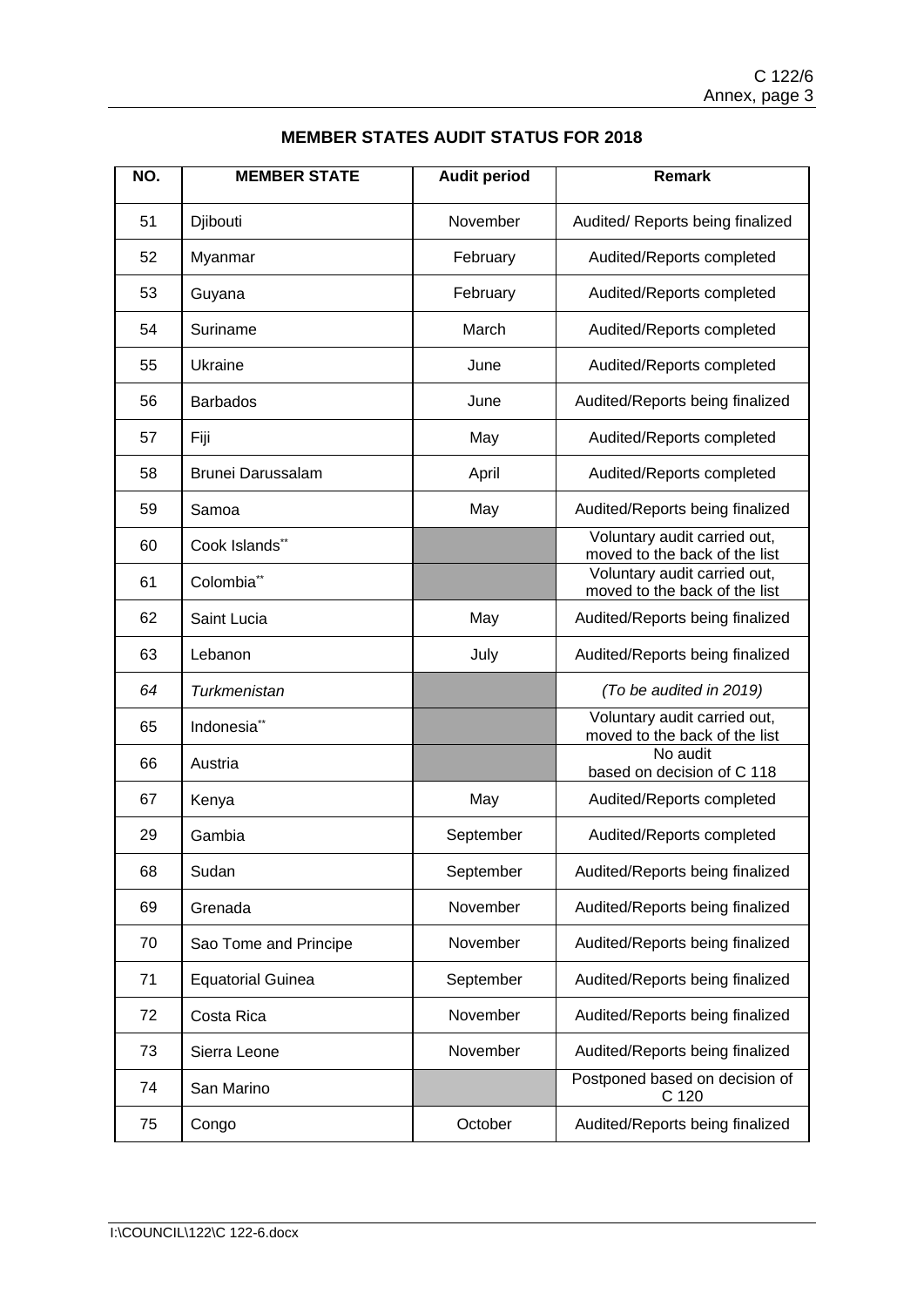## MEMBER STATES AUDIT STATUS FOR 2018

| NO. | MEMBER STATE | Audit period | Remark |
|---|---|---|---|
| 51 | Djibouti | November | Audited/ Reports being finalized |
| 52 | Myanmar | February | Audited/Reports completed |
| 53 | Guyana | February | Audited/Reports completed |
| 54 | Suriname | March | Audited/Reports completed |
| 55 | Ukraine | June | Audited/Reports completed |
| 56 | Barbados | June | Audited/Reports being finalized |
| 57 | Fiji | May | Audited/Reports completed |
| 58 | Brunei Darussalam | April | Audited/Reports completed |
| 59 | Samoa | May | Audited/Reports being finalized |
| 60 | Cook Islands** | | Voluntary audit carried out, moved to the back of the list |
| 61 | Colombia** | | Voluntary audit carried out, moved to the back of the list |
| 62 | Saint Lucia | May | Audited/Reports being finalized |
| 63 | Lebanon | July | Audited/Reports being finalized |
| *64* | *Turkmenistan* | | *(To be audited in 2019)* |
| 65 | Indonesia** | | Voluntary audit carried out, moved to the back of the list |
| 66 | Austria | | No audit based on decision of C 118 |
| 67 | Kenya | May | Audited/Reports completed |
| 29 | Gambia | September | Audited/Reports completed |
| 68 | Sudan | September | Audited/Reports being finalized |
| 69 | Grenada | November | Audited/Reports being finalized |
| 70 | Sao Tome and Principe | November | Audited/Reports being finalized |
| 71 | Equatorial Guinea | September | Audited/Reports being finalized |
| 72 | Costa Rica | November | Audited/Reports being finalized |
| 73 | Sierra Leone | November | Audited/Reports being finalized |
| 74 | San Marino | | Postponed based on decision of C 120 |
| 75 | Congo | October | Audited/Reports being finalized |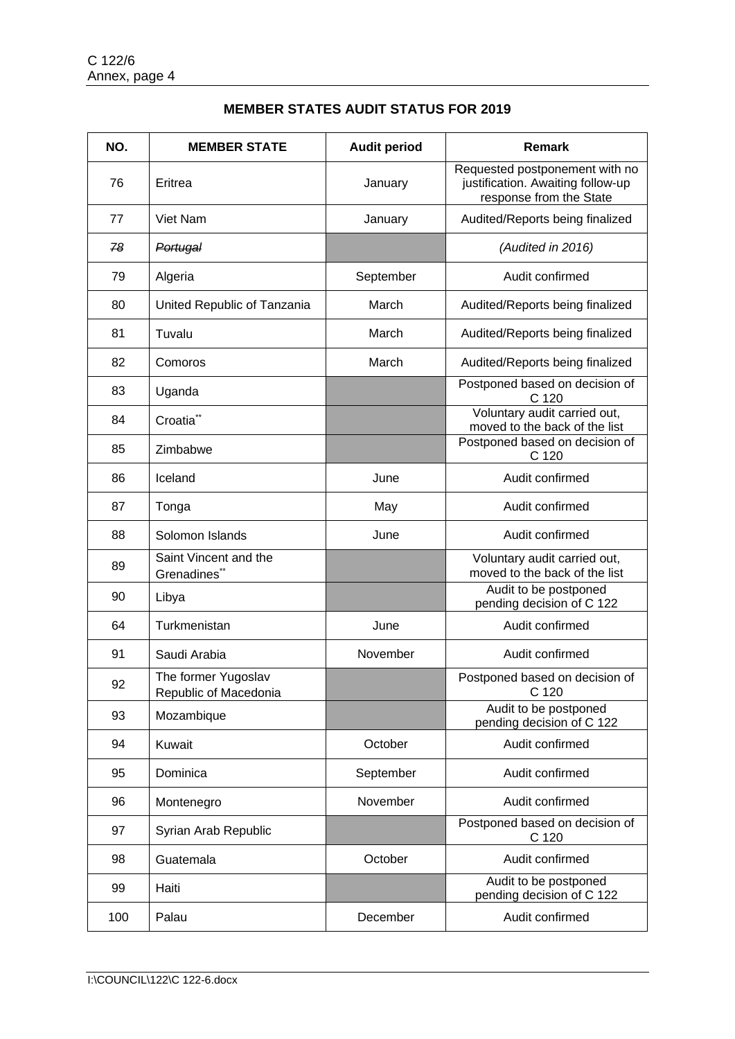**MEMBER STATES AUDIT STATUS FOR 2019**

| NO. | MEMBER STATE | Audit period | Remark |
|---|---|---|---|
| 76 | Eritrea | January | Requested postponement with no justification. Awaiting follow-up response from the State |
| 77 | Viet Nam | January | Audited/Reports being finalized |
| ~~*78*~~ | ~~*Portugal*~~ | | *(Audited in 2016)* |
| 79 | Algeria | September | Audit confirmed |
| 80 | United Republic of Tanzania | March | Audited/Reports being finalized |
| 81 | Tuvalu | March | Audited/Reports being finalized |
| 82 | Comoros | March | Audited/Reports being finalized |
| 83 | Uganda | | Postponed based on decision of C 120 |
| 84 | Croatia** | | Voluntary audit carried out, moved to the back of the list |
| 85 | Zimbabwe | | Postponed based on decision of C 120 |
| 86 | Iceland | June | Audit confirmed |
| 87 | Tonga | May | Audit confirmed |
| 88 | Solomon Islands | June | Audit confirmed |
| 89 | Saint Vincent and the Grenadines** | | Voluntary audit carried out, moved to the back of the list |
| 90 | Libya | | Audit to be postponed pending decision of C 122 |
| 64 | Turkmenistan | June | Audit confirmed |
| 91 | Saudi Arabia | November | Audit confirmed |
| 92 | The former Yugoslav Republic of Macedonia | | Postponed based on decision of C 120 |
| 93 | Mozambique | | Audit to be postponed pending decision of C 122 |
| 94 | Kuwait | October | Audit confirmed |
| 95 | Dominica | September | Audit confirmed |
| 96 | Montenegro | November | Audit confirmed |
| 97 | Syrian Arab Republic | | Postponed based on decision of C 120 |
| 98 | Guatemala | October | Audit confirmed |
| 99 | Haiti | | Audit to be postponed pending decision of C 122 |
| 100 | Palau | December | Audit confirmed |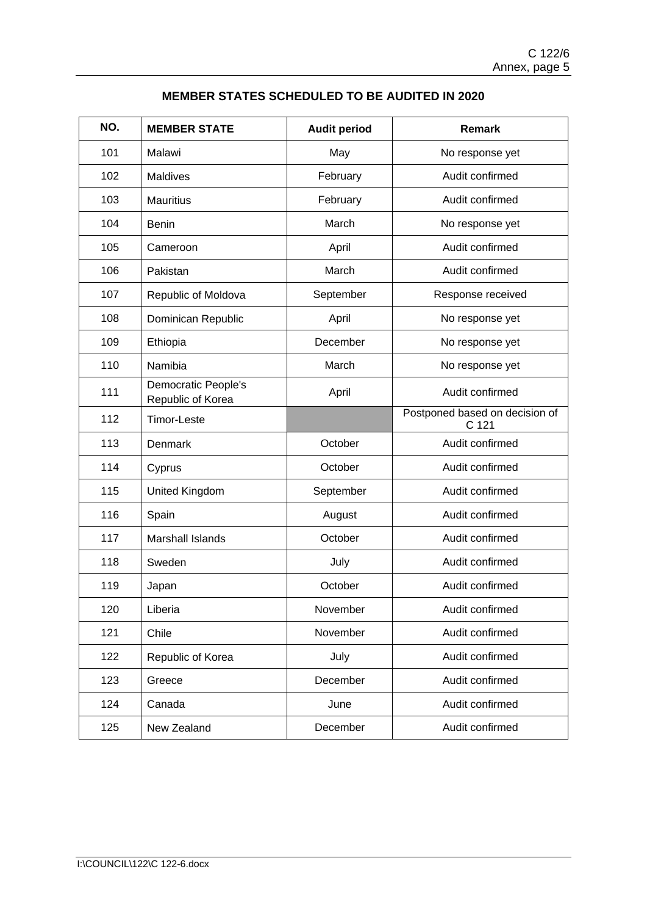## MEMBER STATES SCHEDULED TO BE AUDITED IN 2020

| NO. | MEMBER STATE | Audit period | Remark |
|---|---|---|---|
| 101 | Malawi | May | No response yet |
| 102 | Maldives | February | Audit confirmed |
| 103 | Mauritius | February | Audit confirmed |
| 104 | Benin | March | No response yet |
| 105 | Cameroon | April | Audit confirmed |
| 106 | Pakistan | March | Audit confirmed |
| 107 | Republic of Moldova | September | Response received |
| 108 | Dominican Republic | April | No response yet |
| 109 | Ethiopia | December | No response yet |
| 110 | Namibia | March | No response yet |
| 111 | Democratic People's Republic of Korea | April | Audit confirmed |
| 112 | Timor-Leste | | Postponed based on decision of C 121 |
| 113 | Denmark | October | Audit confirmed |
| 114 | Cyprus | October | Audit confirmed |
| 115 | United Kingdom | September | Audit confirmed |
| 116 | Spain | August | Audit confirmed |
| 117 | Marshall Islands | October | Audit confirmed |
| 118 | Sweden | July | Audit confirmed |
| 119 | Japan | October | Audit confirmed |
| 120 | Liberia | November | Audit confirmed |
| 121 | Chile | November | Audit confirmed |
| 122 | Republic of Korea | July | Audit confirmed |
| 123 | Greece | December | Audit confirmed |
| 124 | Canada | June | Audit confirmed |
| 125 | New Zealand | December | Audit confirmed |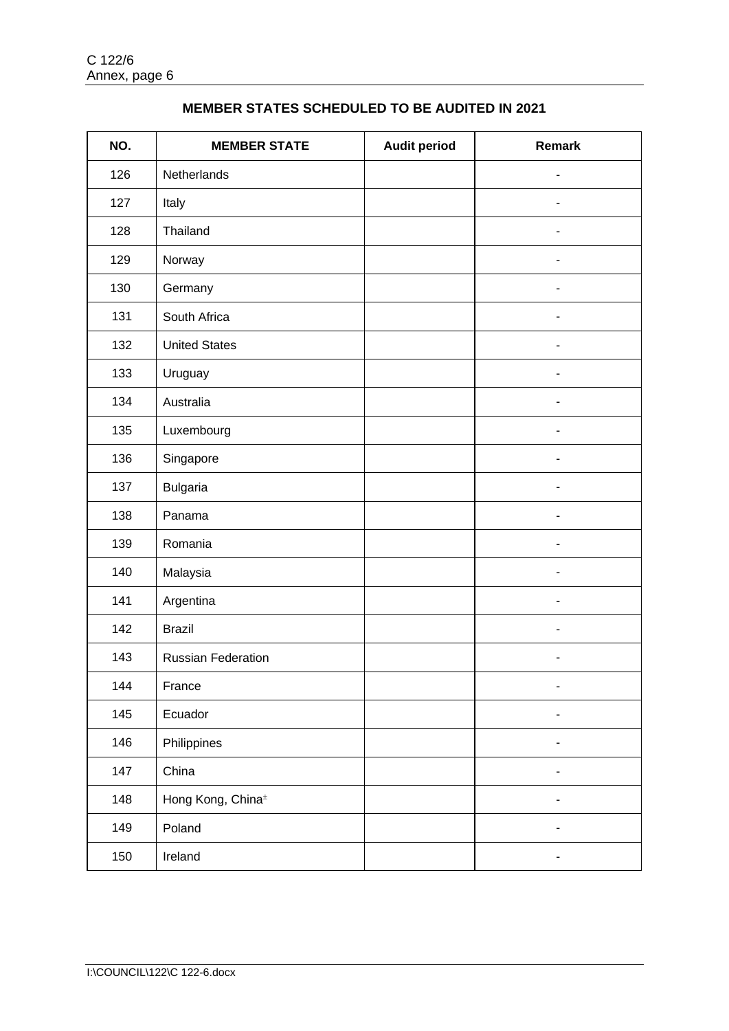## MEMBER STATES SCHEDULED TO BE AUDITED IN 2021

| NO. | MEMBER STATE | Audit period | Remark |
|---|---|---|---|
| 126 | Netherlands | | - |
| 127 | Italy | | - |
| 128 | Thailand | | - |
| 129 | Norway | | - |
| 130 | Germany | | - |
| 131 | South Africa | | - |
| 132 | United States | | - |
| 133 | Uruguay | | - |
| 134 | Australia | | - |
| 135 | Luxembourg | | - |
| 136 | Singapore | | - |
| 137 | Bulgaria | | - |
| 138 | Panama | | - |
| 139 | Romania | | - |
| 140 | Malaysia | | - |
| 141 | Argentina | | - |
| 142 | Brazil | | - |
| 143 | Russian Federation | | - |
| 144 | France | | - |
| 145 | Ecuador | | - |
| 146 | Philippines | | - |
| 147 | China | | - |
| 148 | Hong Kong, China[±] | | - |
| 149 | Poland | | - |
| 150 | Ireland | | - |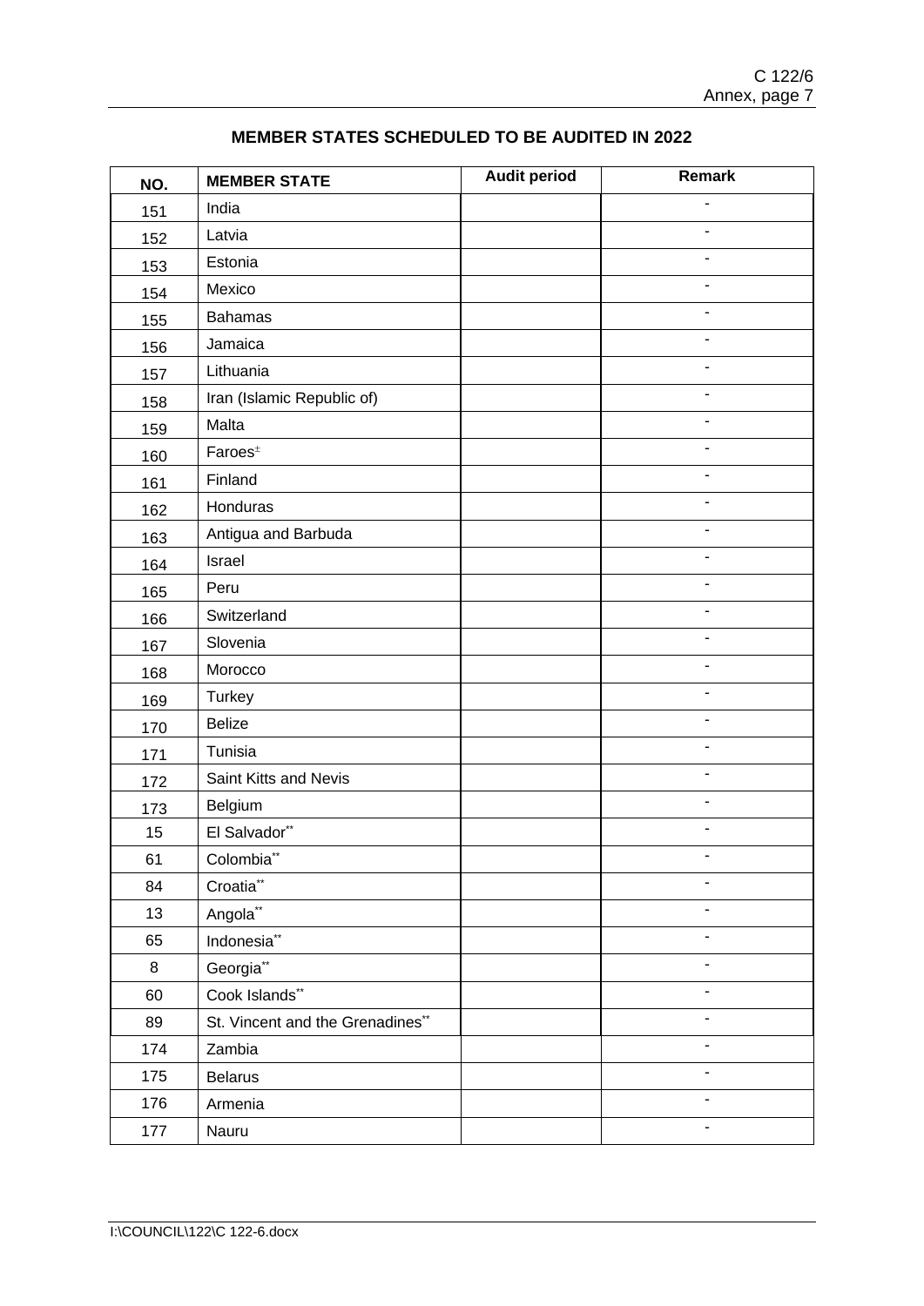## MEMBER STATES SCHEDULED TO BE AUDITED IN 2022

| NO. | MEMBER STATE | Audit period | Remark |
|---|---|---|---|
| 151 | India | | - |
| 152 | Latvia | | - |
| 153 | Estonia | | - |
| 154 | Mexico | | - |
| 155 | Bahamas | | - |
| 156 | Jamaica | | - |
| 157 | Lithuania | | - |
| 158 | Iran (Islamic Republic of) | | - |
| 159 | Malta | | - |
| 160 | Faroes[±] | | - |
| 161 | Finland | | - |
| 162 | Honduras | | - |
| 163 | Antigua and Barbuda | | - |
| 164 | Israel | | - |
| 165 | Peru | | - |
| 166 | Switzerland | | - |
| 167 | Slovenia | | - |
| 168 | Morocco | | - |
| 169 | Turkey | | - |
| 170 | Belize | | - |
| 171 | Tunisia | | - |
| 172 | Saint Kitts and Nevis | | - |
| 173 | Belgium | | - |
| 15 | El Salvador** | | - |
| 61 | Colombia** | | - |
| 84 | Croatia** | | - |
| 13 | Angola** | | - |
| 65 | Indonesia** | | - |
| 8 | Georgia** | | - |
| 60 | Cook Islands** | | - |
| 89 | St. Vincent and the Grenadines** | | - |
| 174 | Zambia | | - |
| 175 | Belarus | | - |
| 176 | Armenia | | - |
| 177 | Nauru | | - |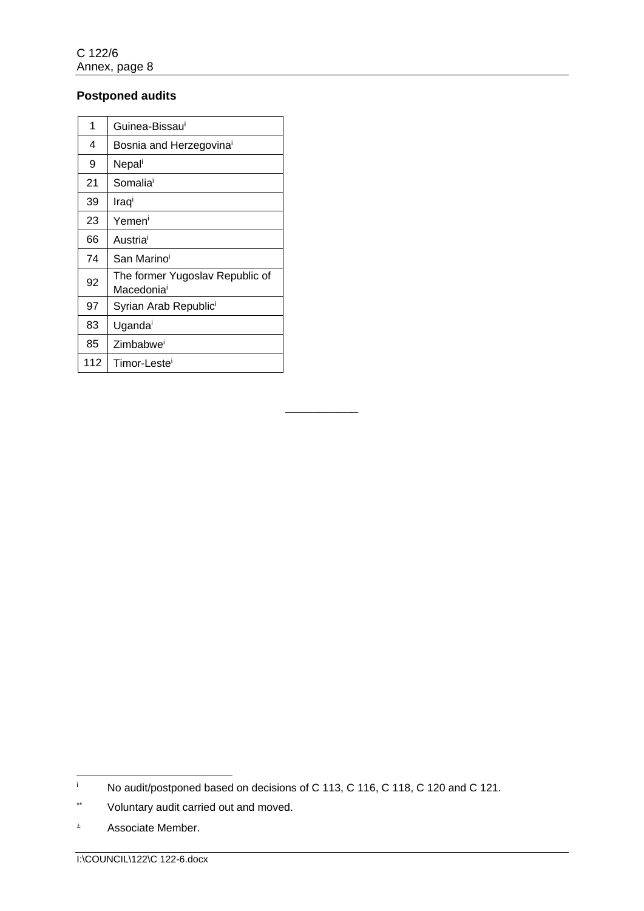**Postponed audits**

| | |
|---|---|
| 1 | Guinea-Bissau[i] |
| 4 | Bosnia and Herzegovina[i] |
| 9 | Nepal[i] |
| 21 | Somalia[i] |
| 39 | Iraq[i] |
| 23 | Yemen[i] |
| 66 | Austria[i] |
| 74 | San Marino[i] |
| 92 | The former Yugoslav Republic of Macedonia[i] |
| 97 | Syrian Arab Republic[i] |
| 83 | Uganda[i] |
| 85 | Zimbabwe[i] |
| 112 | Timor-Leste[i] |

___________

[i] No audit/postponed based on decisions of C 113, C 116, C 118, C 120 and C 121.

[**] Voluntary audit carried out and moved.

[±] Associate Member.